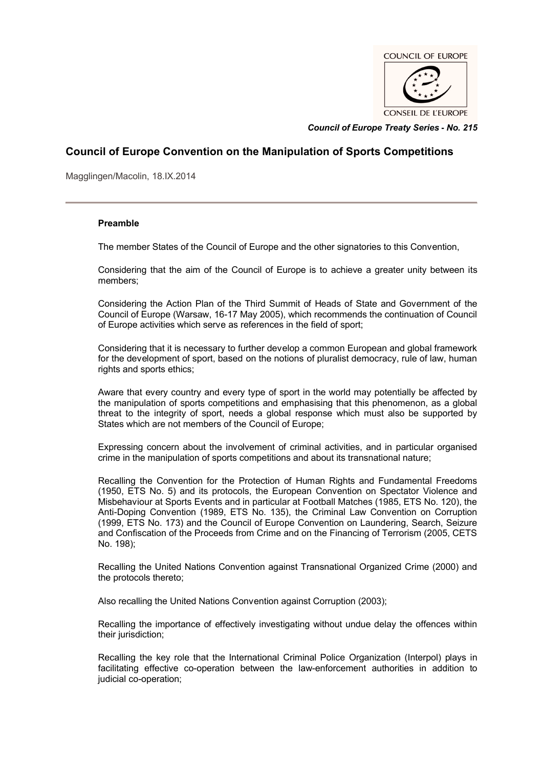COUNCIL OF EUROPE

CONSEIL DE L'EUROPE

*Council of Europe Treaty Series - No. 215*

# Council of Europe Convention on the Manipulation of Sports Competitions

Magglingen/Macolin, 18.IX.2014

**Preamble**

The member States of the Council of Europe and the other signatories to this Convention,

Considering that the aim of the Council of Europe is to achieve a greater unity between its members;

Considering the Action Plan of the Third Summit of Heads of State and Government of the Council of Europe (Warsaw, 16-17 May 2005), which recommends the continuation of Council of Europe activities which serve as references in the field of sport;

Considering that it is necessary to further develop a common European and global framework for the development of sport, based on the notions of pluralist democracy, rule of law, human rights and sports ethics;

Aware that every country and every type of sport in the world may potentially be affected by the manipulation of sports competitions and emphasising that this phenomenon, as a global threat to the integrity of sport, needs a global response which must also be supported by States which are not members of the Council of Europe;

Expressing concern about the involvement of criminal activities, and in particular organised crime in the manipulation of sports competitions and about its transnational nature;

Recalling the Convention for the Protection of Human Rights and Fundamental Freedoms (1950, ETS No. 5) and its protocols, the European Convention on Spectator Violence and Misbehaviour at Sports Events and in particular at Football Matches (1985, ETS No. 120), the Anti-Doping Convention (1989, ETS No. 135), the Criminal Law Convention on Corruption (1999, ETS No. 173) and the Council of Europe Convention on Laundering, Search, Seizure and Confiscation of the Proceeds from Crime and on the Financing of Terrorism (2005, CETS No. 198);

Recalling the United Nations Convention against Transnational Organized Crime (2000) and the protocols thereto;

Also recalling the United Nations Convention against Corruption (2003);

Recalling the importance of effectively investigating without undue delay the offences within their jurisdiction;

Recalling the key role that the International Criminal Police Organization (Interpol) plays in facilitating effective co-operation between the law-enforcement authorities in addition to judicial co-operation;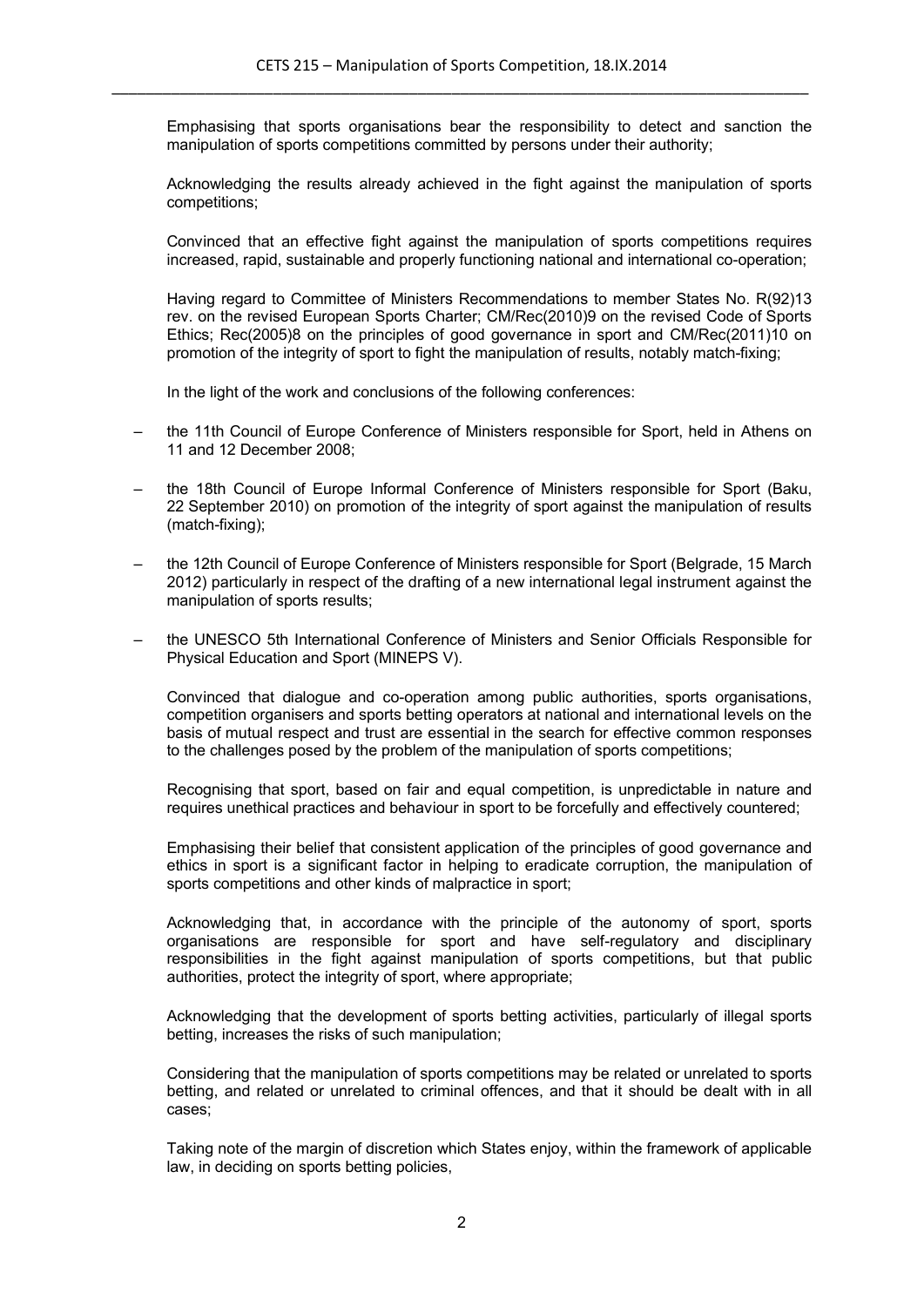Emphasising that sports organisations bear the responsibility to detect and sanction the manipulation of sports competitions committed by persons under their authority;

Acknowledging the results already achieved in the fight against the manipulation of sports competitions;

Convinced that an effective fight against the manipulation of sports competitions requires increased, rapid, sustainable and properly functioning national and international co-operation;

Having regard to Committee of Ministers Recommendations to member States No. R(92)13 rev. on the revised European Sports Charter; CM/Rec(2010)9 on the revised Code of Sports Ethics; Rec(2005)8 on the principles of good governance in sport and CM/Rec(2011)10 on promotion of the integrity of sport to fight the manipulation of results, notably match-fixing;

In the light of the work and conclusions of the following conferences:

– the 11th Council of Europe Conference of Ministers responsible for Sport, held in Athens on 11 and 12 December 2008;

– the 18th Council of Europe Informal Conference of Ministers responsible for Sport (Baku, 22 September 2010) on promotion of the integrity of sport against the manipulation of results (match-fixing);

– the 12th Council of Europe Conference of Ministers responsible for Sport (Belgrade, 15 March 2012) particularly in respect of the drafting of a new international legal instrument against the manipulation of sports results;

– the UNESCO 5th International Conference of Ministers and Senior Officials Responsible for Physical Education and Sport (MINEPS V).

Convinced that dialogue and co-operation among public authorities, sports organisations, competition organisers and sports betting operators at national and international levels on the basis of mutual respect and trust are essential in the search for effective common responses to the challenges posed by the problem of the manipulation of sports competitions;

Recognising that sport, based on fair and equal competition, is unpredictable in nature and requires unethical practices and behaviour in sport to be forcefully and effectively countered;

Emphasising their belief that consistent application of the principles of good governance and ethics in sport is a significant factor in helping to eradicate corruption, the manipulation of sports competitions and other kinds of malpractice in sport;

Acknowledging that, in accordance with the principle of the autonomy of sport, sports organisations are responsible for sport and have self-regulatory and disciplinary responsibilities in the fight against manipulation of sports competitions, but that public authorities, protect the integrity of sport, where appropriate;

Acknowledging that the development of sports betting activities, particularly of illegal sports betting, increases the risks of such manipulation;

Considering that the manipulation of sports competitions may be related or unrelated to sports betting, and related or unrelated to criminal offences, and that it should be dealt with in all cases;

Taking note of the margin of discretion which States enjoy, within the framework of applicable law, in deciding on sports betting policies,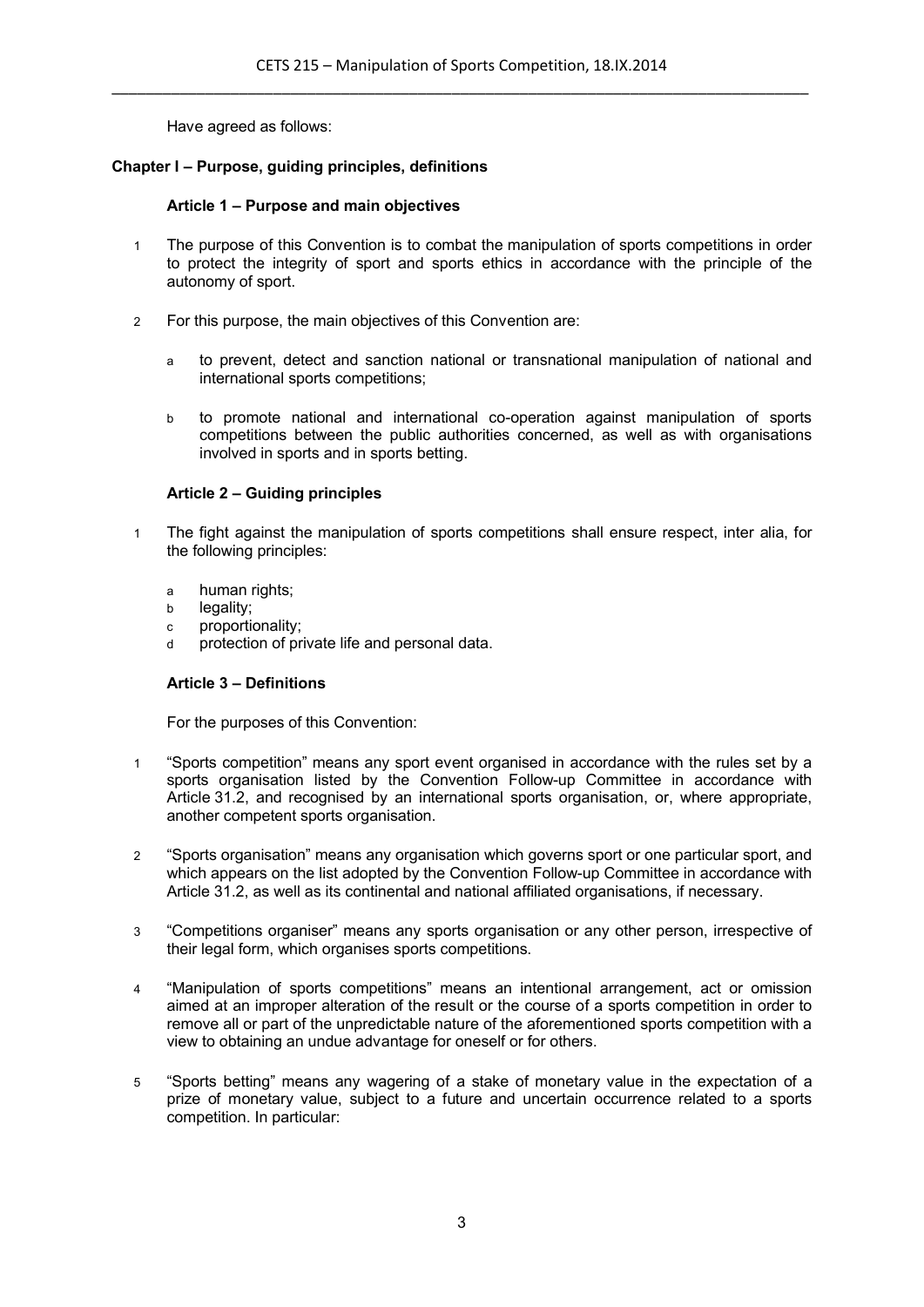Have agreed as follows:

## Chapter I – Purpose, guiding principles, definitions

### Article 1 – Purpose and main objectives

1 The purpose of this Convention is to combat the manipulation of sports competitions in order to protect the integrity of sport and sports ethics in accordance with the principle of the autonomy of sport.

2 For this purpose, the main objectives of this Convention are:

a to prevent, detect and sanction national or transnational manipulation of national and international sports competitions;

b to promote national and international co-operation against manipulation of sports competitions between the public authorities concerned, as well as with organisations involved in sports and in sports betting.

### Article 2 – Guiding principles

1 The fight against the manipulation of sports competitions shall ensure respect, inter alia, for the following principles:

a human rights;
b legality;
c proportionality;
d protection of private life and personal data.

### Article 3 – Definitions

For the purposes of this Convention:

1 "Sports competition" means any sport event organised in accordance with the rules set by a sports organisation listed by the Convention Follow-up Committee in accordance with Article 31.2, and recognised by an international sports organisation, or, where appropriate, another competent sports organisation.

2 "Sports organisation" means any organisation which governs sport or one particular sport, and which appears on the list adopted by the Convention Follow-up Committee in accordance with Article 31.2, as well as its continental and national affiliated organisations, if necessary.

3 "Competitions organiser" means any sports organisation or any other person, irrespective of their legal form, which organises sports competitions.

4 "Manipulation of sports competitions" means an intentional arrangement, act or omission aimed at an improper alteration of the result or the course of a sports competition in order to remove all or part of the unpredictable nature of the aforementioned sports competition with a view to obtaining an undue advantage for oneself or for others.

5 "Sports betting" means any wagering of a stake of monetary value in the expectation of a prize of monetary value, subject to a future and uncertain occurrence related to a sports competition. In particular: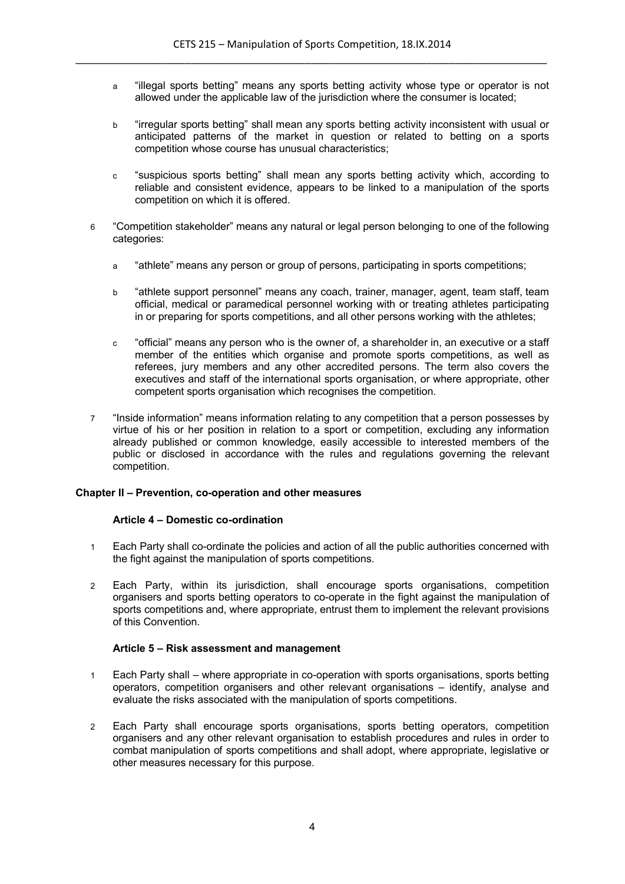a "illegal sports betting" means any sports betting activity whose type or operator is not allowed under the applicable law of the jurisdiction where the consumer is located;

b "irregular sports betting" shall mean any sports betting activity inconsistent with usual or anticipated patterns of the market in question or related to betting on a sports competition whose course has unusual characteristics;

c "suspicious sports betting" shall mean any sports betting activity which, according to reliable and consistent evidence, appears to be linked to a manipulation of the sports competition on which it is offered.

6 "Competition stakeholder" means any natural or legal person belonging to one of the following categories:

a "athlete" means any person or group of persons, participating in sports competitions;

b "athlete support personnel" means any coach, trainer, manager, agent, team staff, team official, medical or paramedical personnel working with or treating athletes participating in or preparing for sports competitions, and all other persons working with the athletes;

c "official" means any person who is the owner of, a shareholder in, an executive or a staff member of the entities which organise and promote sports competitions, as well as referees, jury members and any other accredited persons. The term also covers the executives and staff of the international sports organisation, or where appropriate, other competent sports organisation which recognises the competition.

7 "Inside information" means information relating to any competition that a person possesses by virtue of his or her position in relation to a sport or competition, excluding any information already published or common knowledge, easily accessible to interested members of the public or disclosed in accordance with the rules and regulations governing the relevant competition.

## Chapter II – Prevention, co-operation and other measures

### Article 4 – Domestic co-ordination

1 Each Party shall co-ordinate the policies and action of all the public authorities concerned with the fight against the manipulation of sports competitions.

2 Each Party, within its jurisdiction, shall encourage sports organisations, competition organisers and sports betting operators to co-operate in the fight against the manipulation of sports competitions and, where appropriate, entrust them to implement the relevant provisions of this Convention.

### Article 5 – Risk assessment and management

1 Each Party shall – where appropriate in co-operation with sports organisations, sports betting operators, competition organisers and other relevant organisations – identify, analyse and evaluate the risks associated with the manipulation of sports competitions.

2 Each Party shall encourage sports organisations, sports betting operators, competition organisers and any other relevant organisation to establish procedures and rules in order to combat manipulation of sports competitions and shall adopt, where appropriate, legislative or other measures necessary for this purpose.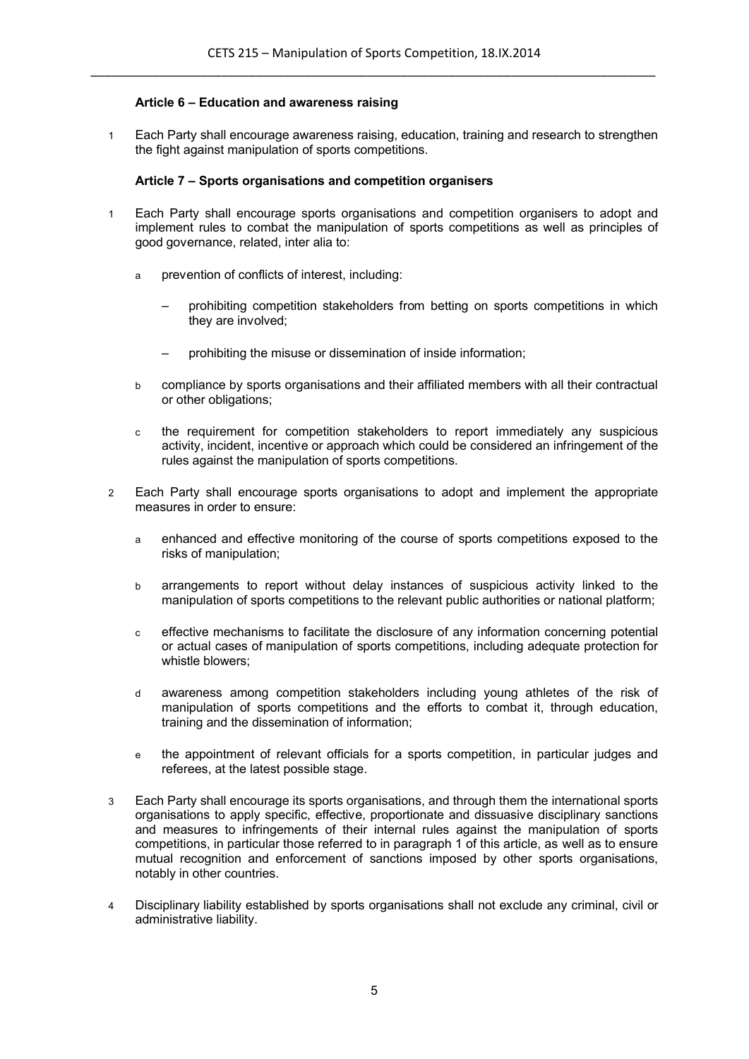### Article 6 – Education and awareness raising

1 Each Party shall encourage awareness raising, education, training and research to strengthen the fight against manipulation of sports competitions.

### Article 7 – Sports organisations and competition organisers

1 Each Party shall encourage sports organisations and competition organisers to adopt and implement rules to combat the manipulation of sports competitions as well as principles of good governance, related, inter alia to:

a prevention of conflicts of interest, including:

– prohibiting competition stakeholders from betting on sports competitions in which they are involved;

– prohibiting the misuse or dissemination of inside information;

b compliance by sports organisations and their affiliated members with all their contractual or other obligations;

c the requirement for competition stakeholders to report immediately any suspicious activity, incident, incentive or approach which could be considered an infringement of the rules against the manipulation of sports competitions.

2 Each Party shall encourage sports organisations to adopt and implement the appropriate measures in order to ensure:

a enhanced and effective monitoring of the course of sports competitions exposed to the risks of manipulation;

b arrangements to report without delay instances of suspicious activity linked to the manipulation of sports competitions to the relevant public authorities or national platform;

c effective mechanisms to facilitate the disclosure of any information concerning potential or actual cases of manipulation of sports competitions, including adequate protection for whistle blowers;

d awareness among competition stakeholders including young athletes of the risk of manipulation of sports competitions and the efforts to combat it, through education, training and the dissemination of information;

e the appointment of relevant officials for a sports competition, in particular judges and referees, at the latest possible stage.

3 Each Party shall encourage its sports organisations, and through them the international sports organisations to apply specific, effective, proportionate and dissuasive disciplinary sanctions and measures to infringements of their internal rules against the manipulation of sports competitions, in particular those referred to in paragraph 1 of this article, as well as to ensure mutual recognition and enforcement of sanctions imposed by other sports organisations, notably in other countries.

4 Disciplinary liability established by sports organisations shall not exclude any criminal, civil or administrative liability.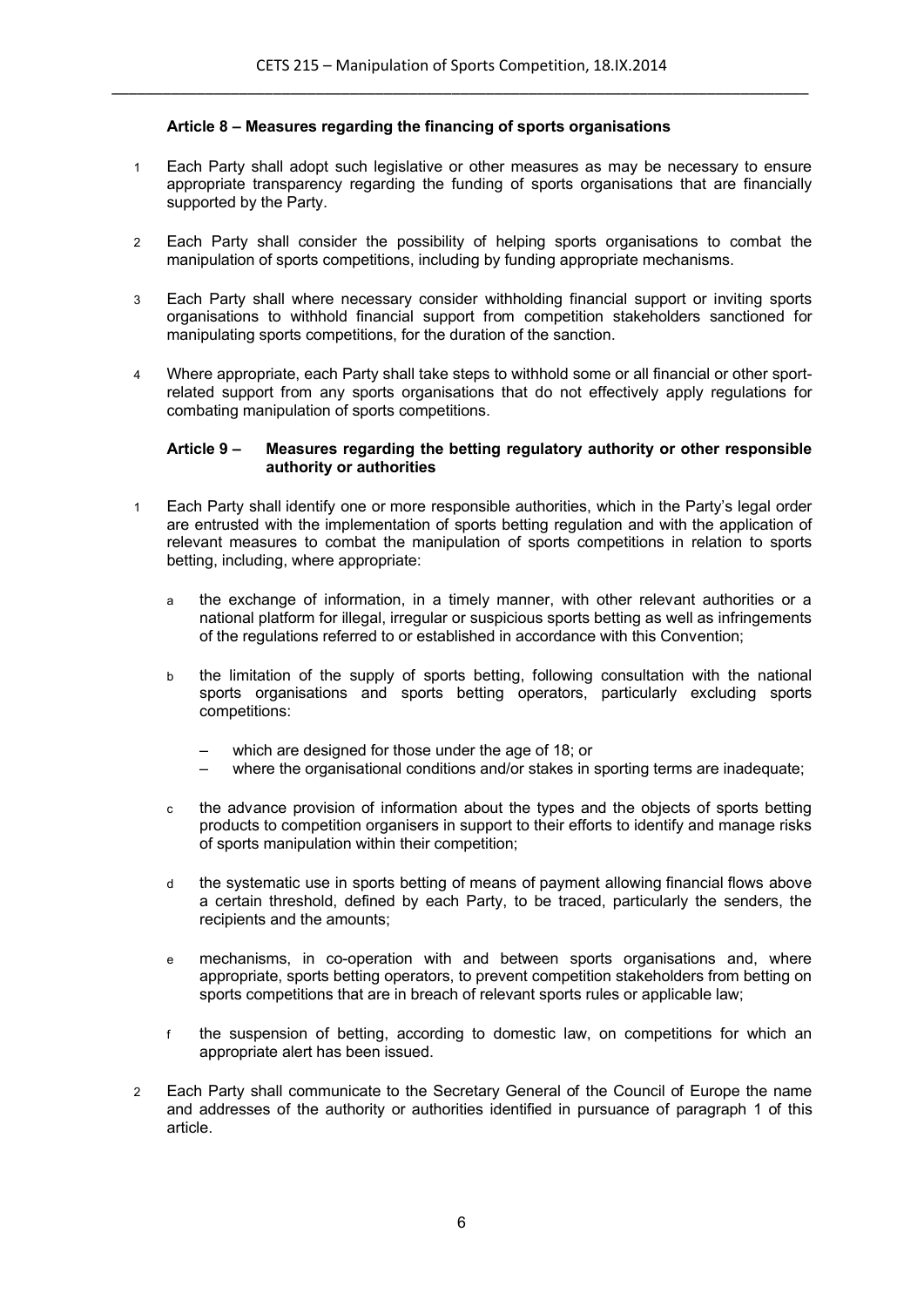### Article 8 – Measures regarding the financing of sports organisations

1. Each Party shall adopt such legislative or other measures as may be necessary to ensure appropriate transparency regarding the funding of sports organisations that are financially supported by the Party.

2. Each Party shall consider the possibility of helping sports organisations to combat the manipulation of sports competitions, including by funding appropriate mechanisms.

3. Each Party shall where necessary consider withholding financial support or inviting sports organisations to withhold financial support from competition stakeholders sanctioned for manipulating sports competitions, for the duration of the sanction.

4. Where appropriate, each Party shall take steps to withhold some or all financial or other sport-related support from any sports organisations that do not effectively apply regulations for combating manipulation of sports competitions.

### Article 9 – Measures regarding the betting regulatory authority or other responsible authority or authorities

1. Each Party shall identify one or more responsible authorities, which in the Party's legal order are entrusted with the implementation of sports betting regulation and with the application of relevant measures to combat the manipulation of sports competitions in relation to sports betting, including, where appropriate:

   a. the exchange of information, in a timely manner, with other relevant authorities or a national platform for illegal, irregular or suspicious sports betting as well as infringements of the regulations referred to or established in accordance with this Convention;

   b. the limitation of the supply of sports betting, following consultation with the national sports organisations and sports betting operators, particularly excluding sports competitions:

      – which are designed for those under the age of 18; or
      – where the organisational conditions and/or stakes in sporting terms are inadequate;

   c. the advance provision of information about the types and the objects of sports betting products to competition organisers in support to their efforts to identify and manage risks of sports manipulation within their competition;

   d. the systematic use in sports betting of means of payment allowing financial flows above a certain threshold, defined by each Party, to be traced, particularly the senders, the recipients and the amounts;

   e. mechanisms, in co-operation with and between sports organisations and, where appropriate, sports betting operators, to prevent competition stakeholders from betting on sports competitions that are in breach of relevant sports rules or applicable law;

   f. the suspension of betting, according to domestic law, on competitions for which an appropriate alert has been issued.

2. Each Party shall communicate to the Secretary General of the Council of Europe the name and addresses of the authority or authorities identified in pursuance of paragraph 1 of this article.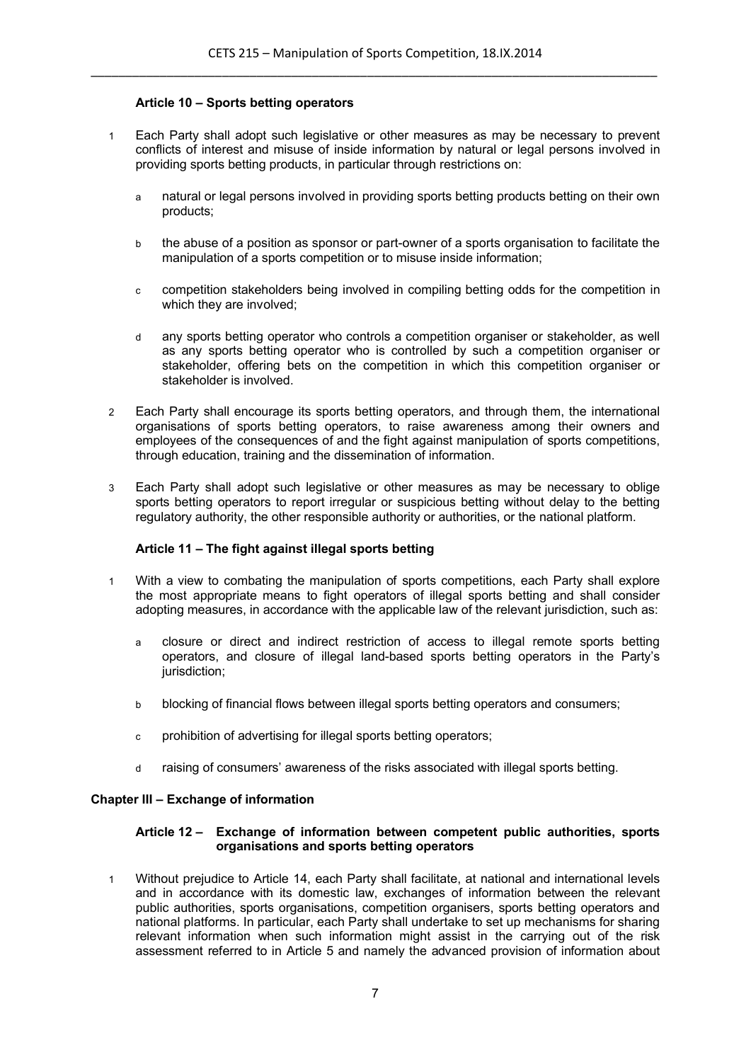### Article 10 – Sports betting operators

1 Each Party shall adopt such legislative or other measures as may be necessary to prevent conflicts of interest and misuse of inside information by natural or legal persons involved in providing sports betting products, in particular through restrictions on:

   a natural or legal persons involved in providing sports betting products betting on their own products;

   b the abuse of a position as sponsor or part-owner of a sports organisation to facilitate the manipulation of a sports competition or to misuse inside information;

   c competition stakeholders being involved in compiling betting odds for the competition in which they are involved;

   d any sports betting operator who controls a competition organiser or stakeholder, as well as any sports betting operator who is controlled by such a competition organiser or stakeholder, offering bets on the competition in which this competition organiser or stakeholder is involved.

2 Each Party shall encourage its sports betting operators, and through them, the international organisations of sports betting operators, to raise awareness among their owners and employees of the consequences of and the fight against manipulation of sports competitions, through education, training and the dissemination of information.

3 Each Party shall adopt such legislative or other measures as may be necessary to oblige sports betting operators to report irregular or suspicious betting without delay to the betting regulatory authority, the other responsible authority or authorities, or the national platform.

### Article 11 – The fight against illegal sports betting

1 With a view to combating the manipulation of sports competitions, each Party shall explore the most appropriate means to fight operators of illegal sports betting and shall consider adopting measures, in accordance with the applicable law of the relevant jurisdiction, such as:

   a closure or direct and indirect restriction of access to illegal remote sports betting operators, and closure of illegal land-based sports betting operators in the Party's jurisdiction;

   b blocking of financial flows between illegal sports betting operators and consumers;

   c prohibition of advertising for illegal sports betting operators;

   d raising of consumers' awareness of the risks associated with illegal sports betting.

## Chapter III – Exchange of information

### Article 12 – Exchange of information between competent public authorities, sports organisations and sports betting operators

1 Without prejudice to Article 14, each Party shall facilitate, at national and international levels and in accordance with its domestic law, exchanges of information between the relevant public authorities, sports organisations, competition organisers, sports betting operators and national platforms. In particular, each Party shall undertake to set up mechanisms for sharing relevant information when such information might assist in the carrying out of the risk assessment referred to in Article 5 and namely the advanced provision of information about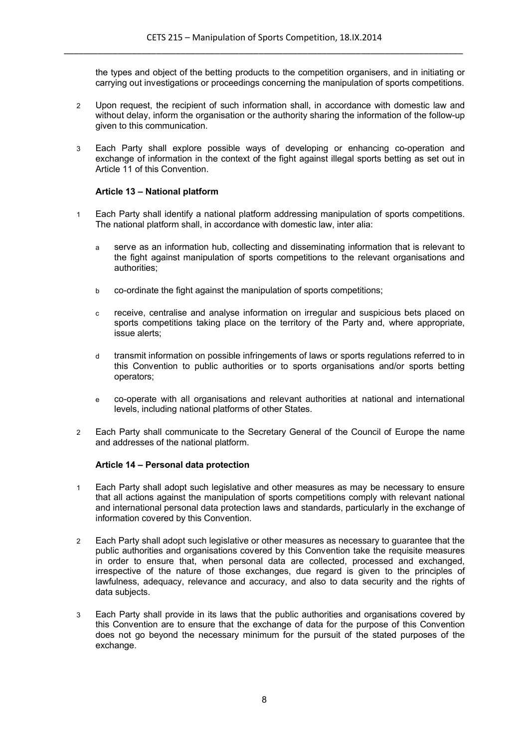the types and object of the betting products to the competition organisers, and in initiating or carrying out investigations or proceedings concerning the manipulation of sports competitions.

2 Upon request, the recipient of such information shall, in accordance with domestic law and without delay, inform the organisation or the authority sharing the information of the follow-up given to this communication.

3 Each Party shall explore possible ways of developing or enhancing co-operation and exchange of information in the context of the fight against illegal sports betting as set out in Article 11 of this Convention.

### Article 13 – National platform

1 Each Party shall identify a national platform addressing manipulation of sports competitions. The national platform shall, in accordance with domestic law, inter alia:

a serve as an information hub, collecting and disseminating information that is relevant to the fight against manipulation of sports competitions to the relevant organisations and authorities;

b co-ordinate the fight against the manipulation of sports competitions;

c receive, centralise and analyse information on irregular and suspicious bets placed on sports competitions taking place on the territory of the Party and, where appropriate, issue alerts;

d transmit information on possible infringements of laws or sports regulations referred to in this Convention to public authorities or to sports organisations and/or sports betting operators;

e co-operate with all organisations and relevant authorities at national and international levels, including national platforms of other States.

2 Each Party shall communicate to the Secretary General of the Council of Europe the name and addresses of the national platform.

### Article 14 – Personal data protection

1 Each Party shall adopt such legislative and other measures as may be necessary to ensure that all actions against the manipulation of sports competitions comply with relevant national and international personal data protection laws and standards, particularly in the exchange of information covered by this Convention.

2 Each Party shall adopt such legislative or other measures as necessary to guarantee that the public authorities and organisations covered by this Convention take the requisite measures in order to ensure that, when personal data are collected, processed and exchanged, irrespective of the nature of those exchanges, due regard is given to the principles of lawfulness, adequacy, relevance and accuracy, and also to data security and the rights of data subjects.

3 Each Party shall provide in its laws that the public authorities and organisations covered by this Convention are to ensure that the exchange of data for the purpose of this Convention does not go beyond the necessary minimum for the pursuit of the stated purposes of the exchange.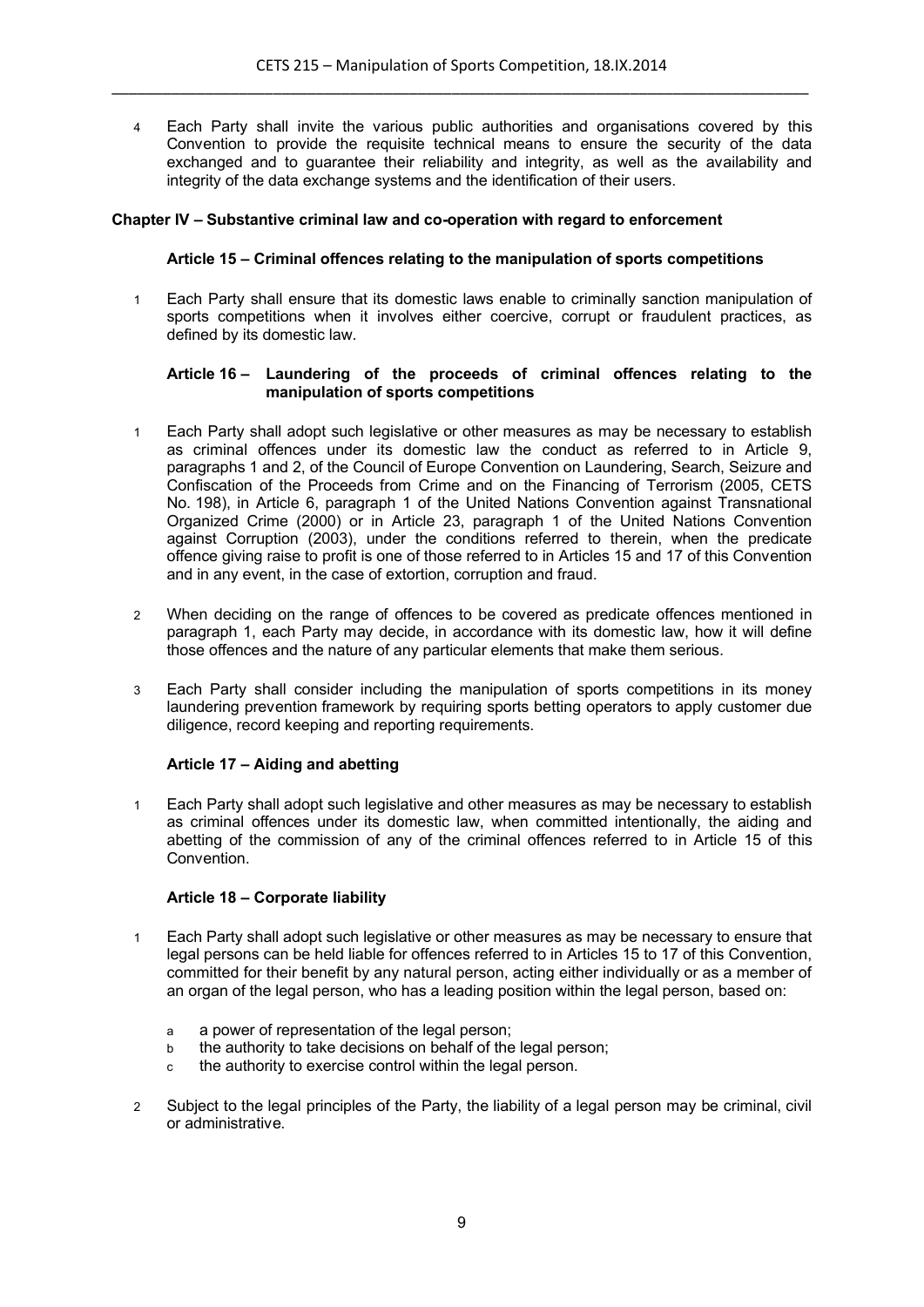4 Each Party shall invite the various public authorities and organisations covered by this Convention to provide the requisite technical means to ensure the security of the data exchanged and to guarantee their reliability and integrity, as well as the availability and integrity of the data exchange systems and the identification of their users.

## Chapter IV – Substantive criminal law and co-operation with regard to enforcement

### Article 15 – Criminal offences relating to the manipulation of sports competitions

1 Each Party shall ensure that its domestic laws enable to criminally sanction manipulation of sports competitions when it involves either coercive, corrupt or fraudulent practices, as defined by its domestic law.

### Article 16 – Laundering of the proceeds of criminal offences relating to the manipulation of sports competitions

1 Each Party shall adopt such legislative or other measures as may be necessary to establish as criminal offences under its domestic law the conduct as referred to in Article 9, paragraphs 1 and 2, of the Council of Europe Convention on Laundering, Search, Seizure and Confiscation of the Proceeds from Crime and on the Financing of Terrorism (2005, CETS No. 198), in Article 6, paragraph 1 of the United Nations Convention against Transnational Organized Crime (2000) or in Article 23, paragraph 1 of the United Nations Convention against Corruption (2003), under the conditions referred to therein, when the predicate offence giving raise to profit is one of those referred to in Articles 15 and 17 of this Convention and in any event, in the case of extortion, corruption and fraud.

2 When deciding on the range of offences to be covered as predicate offences mentioned in paragraph 1, each Party may decide, in accordance with its domestic law, how it will define those offences and the nature of any particular elements that make them serious.

3 Each Party shall consider including the manipulation of sports competitions in its money laundering prevention framework by requiring sports betting operators to apply customer due diligence, record keeping and reporting requirements.

### Article 17 – Aiding and abetting

1 Each Party shall adopt such legislative and other measures as may be necessary to establish as criminal offences under its domestic law, when committed intentionally, the aiding and abetting of the commission of any of the criminal offences referred to in Article 15 of this Convention.

### Article 18 – Corporate liability

1 Each Party shall adopt such legislative or other measures as may be necessary to ensure that legal persons can be held liable for offences referred to in Articles 15 to 17 of this Convention, committed for their benefit by any natural person, acting either individually or as a member of an organ of the legal person, who has a leading position within the legal person, based on:

a a power of representation of the legal person;
b the authority to take decisions on behalf of the legal person;
c the authority to exercise control within the legal person.

2 Subject to the legal principles of the Party, the liability of a legal person may be criminal, civil or administrative.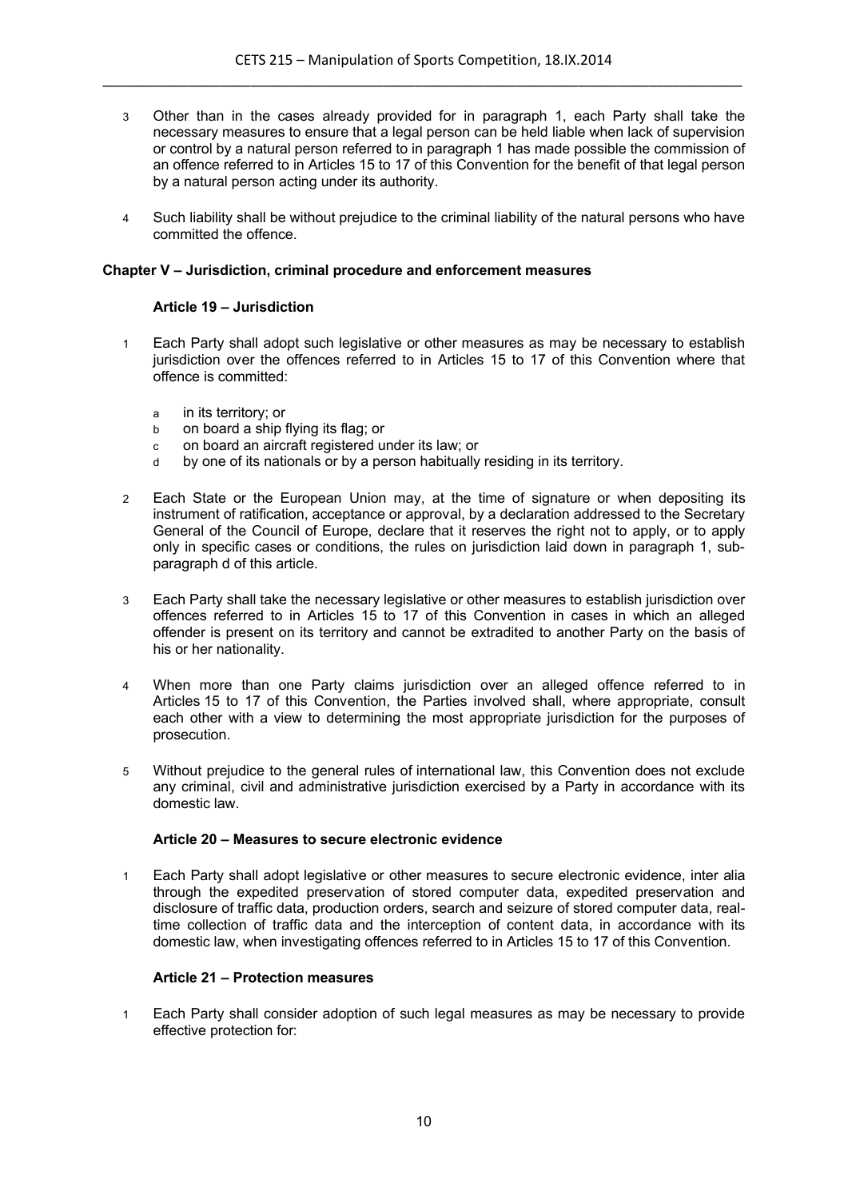3 Other than in the cases already provided for in paragraph 1, each Party shall take the necessary measures to ensure that a legal person can be held liable when lack of supervision or control by a natural person referred to in paragraph 1 has made possible the commission of an offence referred to in Articles 15 to 17 of this Convention for the benefit of that legal person by a natural person acting under its authority.

4 Such liability shall be without prejudice to the criminal liability of the natural persons who have committed the offence.

## Chapter V – Jurisdiction, criminal procedure and enforcement measures

### Article 19 – Jurisdiction

1 Each Party shall adopt such legislative or other measures as may be necessary to establish jurisdiction over the offences referred to in Articles 15 to 17 of this Convention where that offence is committed:

a in its territory; or
b on board a ship flying its flag; or
c on board an aircraft registered under its law; or
d by one of its nationals or by a person habitually residing in its territory.

2 Each State or the European Union may, at the time of signature or when depositing its instrument of ratification, acceptance or approval, by a declaration addressed to the Secretary General of the Council of Europe, declare that it reserves the right not to apply, or to apply only in specific cases or conditions, the rules on jurisdiction laid down in paragraph 1, sub-paragraph d of this article.

3 Each Party shall take the necessary legislative or other measures to establish jurisdiction over offences referred to in Articles 15 to 17 of this Convention in cases in which an alleged offender is present on its territory and cannot be extradited to another Party on the basis of his or her nationality.

4 When more than one Party claims jurisdiction over an alleged offence referred to in Articles 15 to 17 of this Convention, the Parties involved shall, where appropriate, consult each other with a view to determining the most appropriate jurisdiction for the purposes of prosecution.

5 Without prejudice to the general rules of international law, this Convention does not exclude any criminal, civil and administrative jurisdiction exercised by a Party in accordance with its domestic law.

### Article 20 – Measures to secure electronic evidence

1 Each Party shall adopt legislative or other measures to secure electronic evidence, inter alia through the expedited preservation of stored computer data, expedited preservation and disclosure of traffic data, production orders, search and seizure of stored computer data, real-time collection of traffic data and the interception of content data, in accordance with its domestic law, when investigating offences referred to in Articles 15 to 17 of this Convention.

### Article 21 – Protection measures

1 Each Party shall consider adoption of such legal measures as may be necessary to provide effective protection for: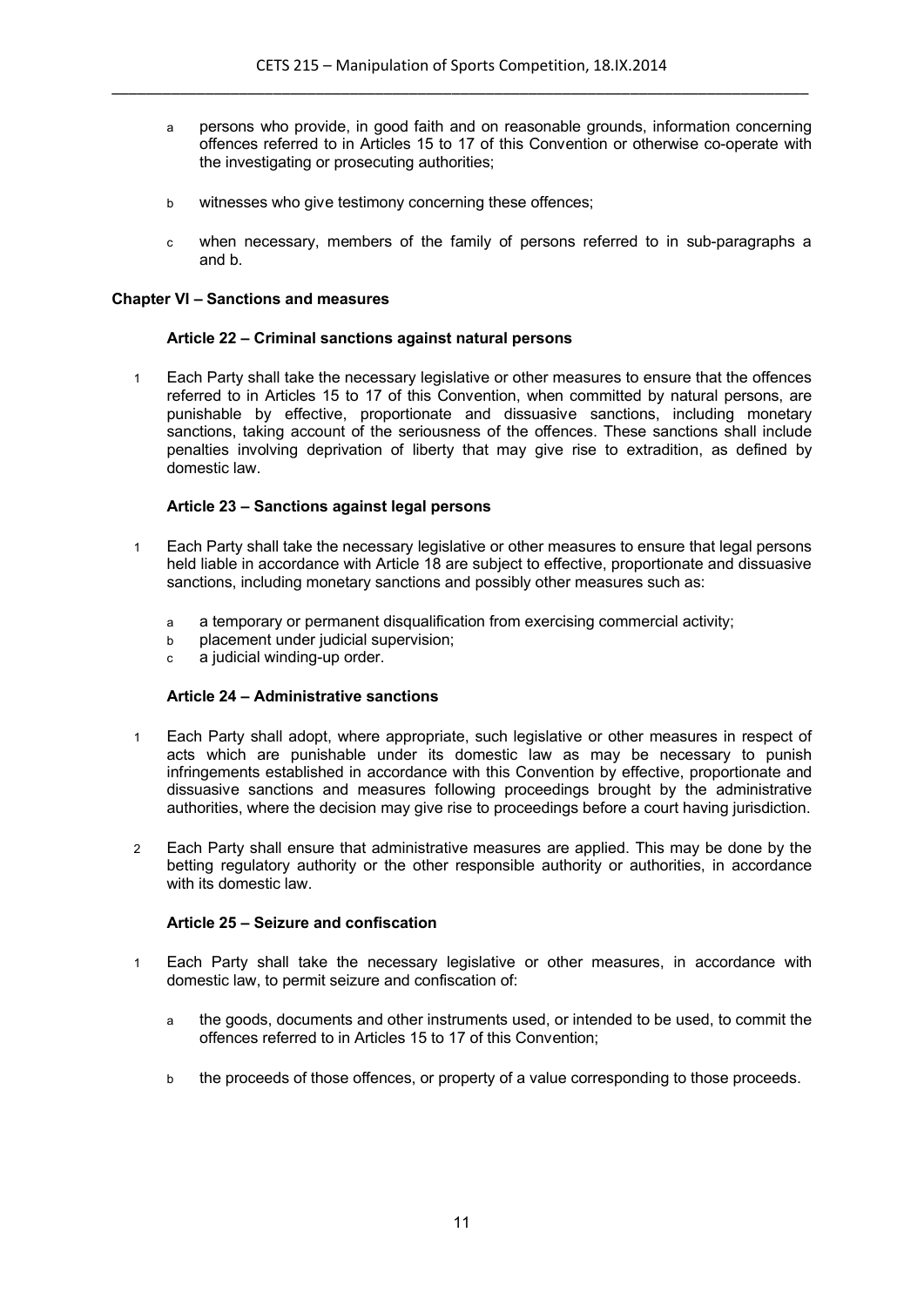a persons who provide, in good faith and on reasonable grounds, information concerning offences referred to in Articles 15 to 17 of this Convention or otherwise co-operate with the investigating or prosecuting authorities;

b witnesses who give testimony concerning these offences;

c when necessary, members of the family of persons referred to in sub-paragraphs a and b.

## Chapter VI – Sanctions and measures

### Article 22 – Criminal sanctions against natural persons

1 Each Party shall take the necessary legislative or other measures to ensure that the offences referred to in Articles 15 to 17 of this Convention, when committed by natural persons, are punishable by effective, proportionate and dissuasive sanctions, including monetary sanctions, taking account of the seriousness of the offences. These sanctions shall include penalties involving deprivation of liberty that may give rise to extradition, as defined by domestic law.

### Article 23 – Sanctions against legal persons

1 Each Party shall take the necessary legislative or other measures to ensure that legal persons held liable in accordance with Article 18 are subject to effective, proportionate and dissuasive sanctions, including monetary sanctions and possibly other measures such as:

a a temporary or permanent disqualification from exercising commercial activity;
b placement under judicial supervision;
c a judicial winding-up order.

### Article 24 – Administrative sanctions

1 Each Party shall adopt, where appropriate, such legislative or other measures in respect of acts which are punishable under its domestic law as may be necessary to punish infringements established in accordance with this Convention by effective, proportionate and dissuasive sanctions and measures following proceedings brought by the administrative authorities, where the decision may give rise to proceedings before a court having jurisdiction.

2 Each Party shall ensure that administrative measures are applied. This may be done by the betting regulatory authority or the other responsible authority or authorities, in accordance with its domestic law.

### Article 25 – Seizure and confiscation

1 Each Party shall take the necessary legislative or other measures, in accordance with domestic law, to permit seizure and confiscation of:

a the goods, documents and other instruments used, or intended to be used, to commit the offences referred to in Articles 15 to 17 of this Convention;

b the proceeds of those offences, or property of a value corresponding to those proceeds.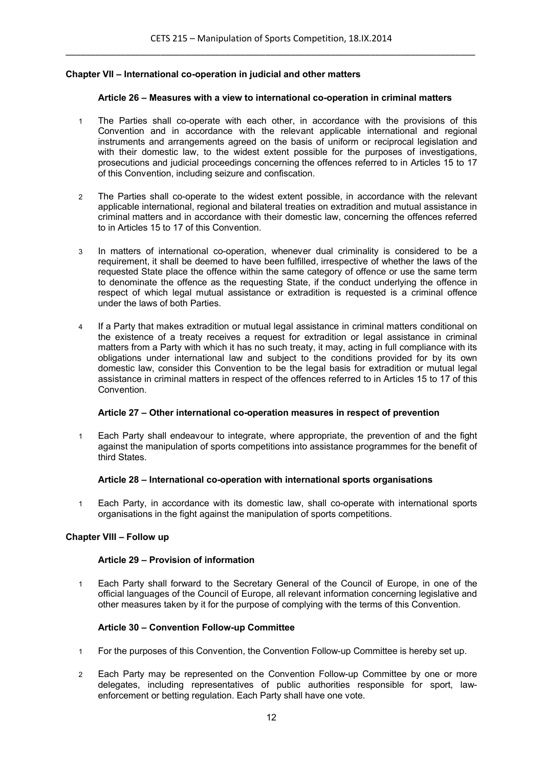**Chapter VII – International co-operation in judicial and other matters**

**Article 26 – Measures with a view to international co-operation in criminal matters**

1 The Parties shall co-operate with each other, in accordance with the provisions of this Convention and in accordance with the relevant applicable international and regional instruments and arrangements agreed on the basis of uniform or reciprocal legislation and with their domestic law, to the widest extent possible for the purposes of investigations, prosecutions and judicial proceedings concerning the offences referred to in Articles 15 to 17 of this Convention, including seizure and confiscation.

2 The Parties shall co-operate to the widest extent possible, in accordance with the relevant applicable international, regional and bilateral treaties on extradition and mutual assistance in criminal matters and in accordance with their domestic law, concerning the offences referred to in Articles 15 to 17 of this Convention.

3 In matters of international co-operation, whenever dual criminality is considered to be a requirement, it shall be deemed to have been fulfilled, irrespective of whether the laws of the requested State place the offence within the same category of offence or use the same term to denominate the offence as the requesting State, if the conduct underlying the offence in respect of which legal mutual assistance or extradition is requested is a criminal offence under the laws of both Parties.

4 If a Party that makes extradition or mutual legal assistance in criminal matters conditional on the existence of a treaty receives a request for extradition or legal assistance in criminal matters from a Party with which it has no such treaty, it may, acting in full compliance with its obligations under international law and subject to the conditions provided for by its own domestic law, consider this Convention to be the legal basis for extradition or mutual legal assistance in criminal matters in respect of the offences referred to in Articles 15 to 17 of this Convention.

**Article 27 – Other international co-operation measures in respect of prevention**

1 Each Party shall endeavour to integrate, where appropriate, the prevention of and the fight against the manipulation of sports competitions into assistance programmes for the benefit of third States.

**Article 28 – International co-operation with international sports organisations**

1 Each Party, in accordance with its domestic law, shall co-operate with international sports organisations in the fight against the manipulation of sports competitions.

**Chapter VIII – Follow up**

**Article 29 – Provision of information**

1 Each Party shall forward to the Secretary General of the Council of Europe, in one of the official languages of the Council of Europe, all relevant information concerning legislative and other measures taken by it for the purpose of complying with the terms of this Convention.

**Article 30 – Convention Follow-up Committee**

1 For the purposes of this Convention, the Convention Follow-up Committee is hereby set up.

2 Each Party may be represented on the Convention Follow-up Committee by one or more delegates, including representatives of public authorities responsible for sport, law-enforcement or betting regulation. Each Party shall have one vote.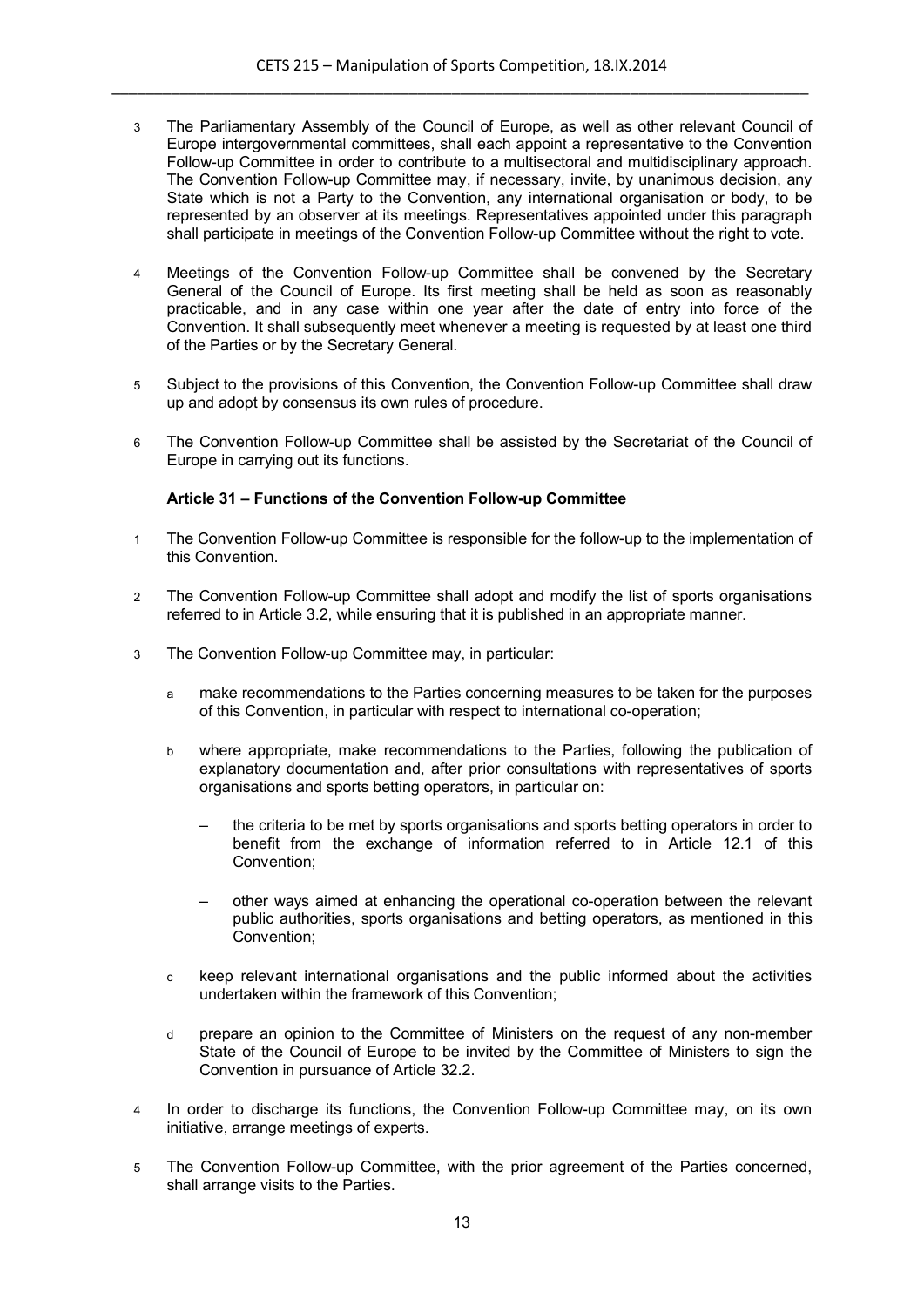3 The Parliamentary Assembly of the Council of Europe, as well as other relevant Council of Europe intergovernmental committees, shall each appoint a representative to the Convention Follow-up Committee in order to contribute to a multisectoral and multidisciplinary approach. The Convention Follow-up Committee may, if necessary, invite, by unanimous decision, any State which is not a Party to the Convention, any international organisation or body, to be represented by an observer at its meetings. Representatives appointed under this paragraph shall participate in meetings of the Convention Follow-up Committee without the right to vote.

4 Meetings of the Convention Follow-up Committee shall be convened by the Secretary General of the Council of Europe. Its first meeting shall be held as soon as reasonably practicable, and in any case within one year after the date of entry into force of the Convention. It shall subsequently meet whenever a meeting is requested by at least one third of the Parties or by the Secretary General.

5 Subject to the provisions of this Convention, the Convention Follow-up Committee shall draw up and adopt by consensus its own rules of procedure.

6 The Convention Follow-up Committee shall be assisted by the Secretariat of the Council of Europe in carrying out its functions.

**Article 31 – Functions of the Convention Follow-up Committee**

1 The Convention Follow-up Committee is responsible for the follow-up to the implementation of this Convention.

2 The Convention Follow-up Committee shall adopt and modify the list of sports organisations referred to in Article 3.2, while ensuring that it is published in an appropriate manner.

3 The Convention Follow-up Committee may, in particular:

  a make recommendations to the Parties concerning measures to be taken for the purposes of this Convention, in particular with respect to international co-operation;

  b where appropriate, make recommendations to the Parties, following the publication of explanatory documentation and, after prior consultations with representatives of sports organisations and sports betting operators, in particular on:

    – the criteria to be met by sports organisations and sports betting operators in order to benefit from the exchange of information referred to in Article 12.1 of this Convention;

    – other ways aimed at enhancing the operational co-operation between the relevant public authorities, sports organisations and betting operators, as mentioned in this Convention;

  c keep relevant international organisations and the public informed about the activities undertaken within the framework of this Convention;

  d prepare an opinion to the Committee of Ministers on the request of any non-member State of the Council of Europe to be invited by the Committee of Ministers to sign the Convention in pursuance of Article 32.2.

4 In order to discharge its functions, the Convention Follow-up Committee may, on its own initiative, arrange meetings of experts.

5 The Convention Follow-up Committee, with the prior agreement of the Parties concerned, shall arrange visits to the Parties.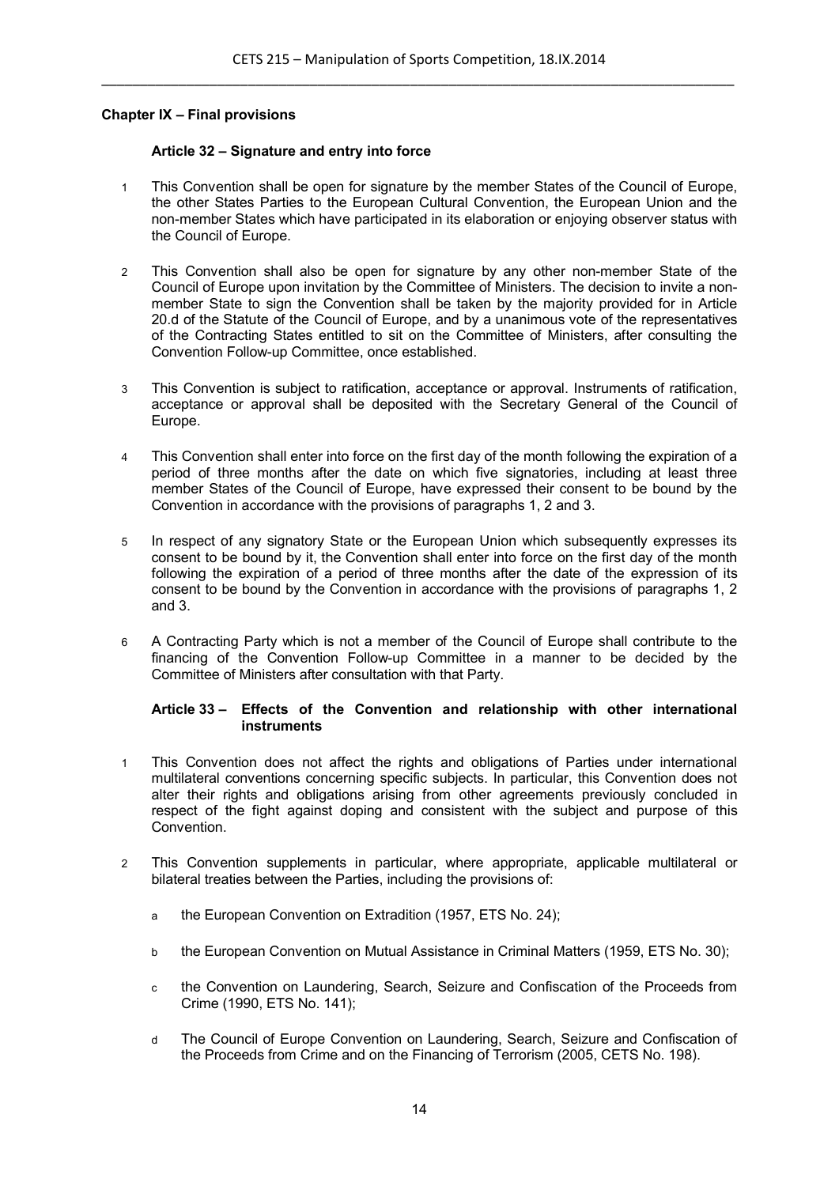**Chapter IX – Final provisions**

**Article 32 – Signature and entry into force**

1. This Convention shall be open for signature by the member States of the Council of Europe, the other States Parties to the European Cultural Convention, the European Union and the non-member States which have participated in its elaboration or enjoying observer status with the Council of Europe.

2. This Convention shall also be open for signature by any other non-member State of the Council of Europe upon invitation by the Committee of Ministers. The decision to invite a non-member State to sign the Convention shall be taken by the majority provided for in Article 20.d of the Statute of the Council of Europe, and by a unanimous vote of the representatives of the Contracting States entitled to sit on the Committee of Ministers, after consulting the Convention Follow-up Committee, once established.

3. This Convention is subject to ratification, acceptance or approval. Instruments of ratification, acceptance or approval shall be deposited with the Secretary General of the Council of Europe.

4. This Convention shall enter into force on the first day of the month following the expiration of a period of three months after the date on which five signatories, including at least three member States of the Council of Europe, have expressed their consent to be bound by the Convention in accordance with the provisions of paragraphs 1, 2 and 3.

5. In respect of any signatory State or the European Union which subsequently expresses its consent to be bound by it, the Convention shall enter into force on the first day of the month following the expiration of a period of three months after the date of the expression of its consent to be bound by the Convention in accordance with the provisions of paragraphs 1, 2 and 3.

6. A Contracting Party which is not a member of the Council of Europe shall contribute to the financing of the Convention Follow-up Committee in a manner to be decided by the Committee of Ministers after consultation with that Party.

**Article 33 – Effects of the Convention and relationship with other international instruments**

1. This Convention does not affect the rights and obligations of Parties under international multilateral conventions concerning specific subjects. In particular, this Convention does not alter their rights and obligations arising from other agreements previously concluded in respect of the fight against doping and consistent with the subject and purpose of this Convention.

2. This Convention supplements in particular, where appropriate, applicable multilateral or bilateral treaties between the Parties, including the provisions of:

   a. the European Convention on Extradition (1957, ETS No. 24);

   b. the European Convention on Mutual Assistance in Criminal Matters (1959, ETS No. 30);

   c. the Convention on Laundering, Search, Seizure and Confiscation of the Proceeds from Crime (1990, ETS No. 141);

   d. The Council of Europe Convention on Laundering, Search, Seizure and Confiscation of the Proceeds from Crime and on the Financing of Terrorism (2005, CETS No. 198).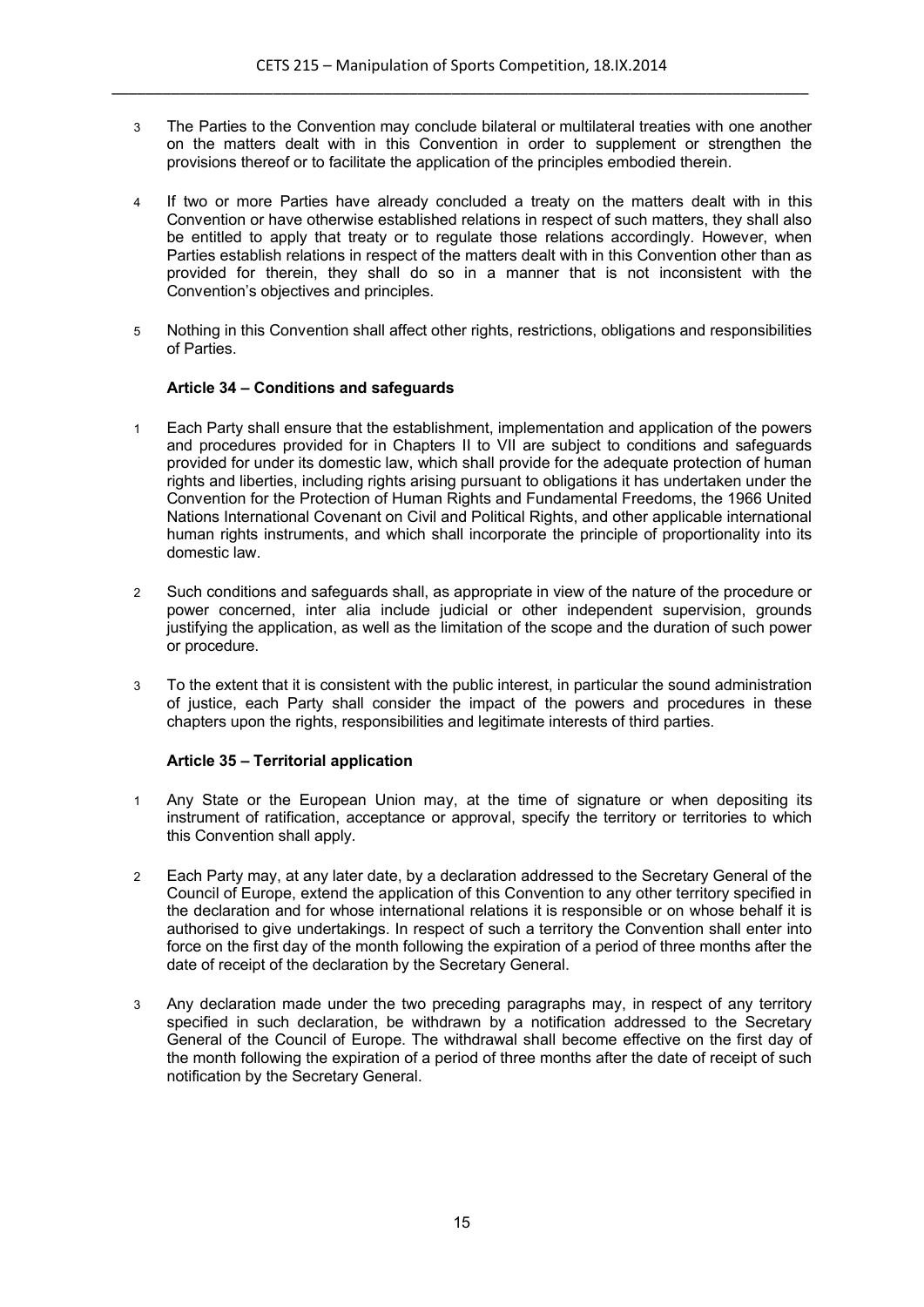3 The Parties to the Convention may conclude bilateral or multilateral treaties with one another on the matters dealt with in this Convention in order to supplement or strengthen the provisions thereof or to facilitate the application of the principles embodied therein.

4 If two or more Parties have already concluded a treaty on the matters dealt with in this Convention or have otherwise established relations in respect of such matters, they shall also be entitled to apply that treaty or to regulate those relations accordingly. However, when Parties establish relations in respect of the matters dealt with in this Convention other than as provided for therein, they shall do so in a manner that is not inconsistent with the Convention's objectives and principles.

5 Nothing in this Convention shall affect other rights, restrictions, obligations and responsibilities of Parties.

### Article 34 – Conditions and safeguards

1 Each Party shall ensure that the establishment, implementation and application of the powers and procedures provided for in Chapters II to VII are subject to conditions and safeguards provided for under its domestic law, which shall provide for the adequate protection of human rights and liberties, including rights arising pursuant to obligations it has undertaken under the Convention for the Protection of Human Rights and Fundamental Freedoms, the 1966 United Nations International Covenant on Civil and Political Rights, and other applicable international human rights instruments, and which shall incorporate the principle of proportionality into its domestic law.

2 Such conditions and safeguards shall, as appropriate in view of the nature of the procedure or power concerned, inter alia include judicial or other independent supervision, grounds justifying the application, as well as the limitation of the scope and the duration of such power or procedure.

3 To the extent that it is consistent with the public interest, in particular the sound administration of justice, each Party shall consider the impact of the powers and procedures in these chapters upon the rights, responsibilities and legitimate interests of third parties.

### Article 35 – Territorial application

1 Any State or the European Union may, at the time of signature or when depositing its instrument of ratification, acceptance or approval, specify the territory or territories to which this Convention shall apply.

2 Each Party may, at any later date, by a declaration addressed to the Secretary General of the Council of Europe, extend the application of this Convention to any other territory specified in the declaration and for whose international relations it is responsible or on whose behalf it is authorised to give undertakings. In respect of such a territory the Convention shall enter into force on the first day of the month following the expiration of a period of three months after the date of receipt of the declaration by the Secretary General.

3 Any declaration made under the two preceding paragraphs may, in respect of any territory specified in such declaration, be withdrawn by a notification addressed to the Secretary General of the Council of Europe. The withdrawal shall become effective on the first day of the month following the expiration of a period of three months after the date of receipt of such notification by the Secretary General.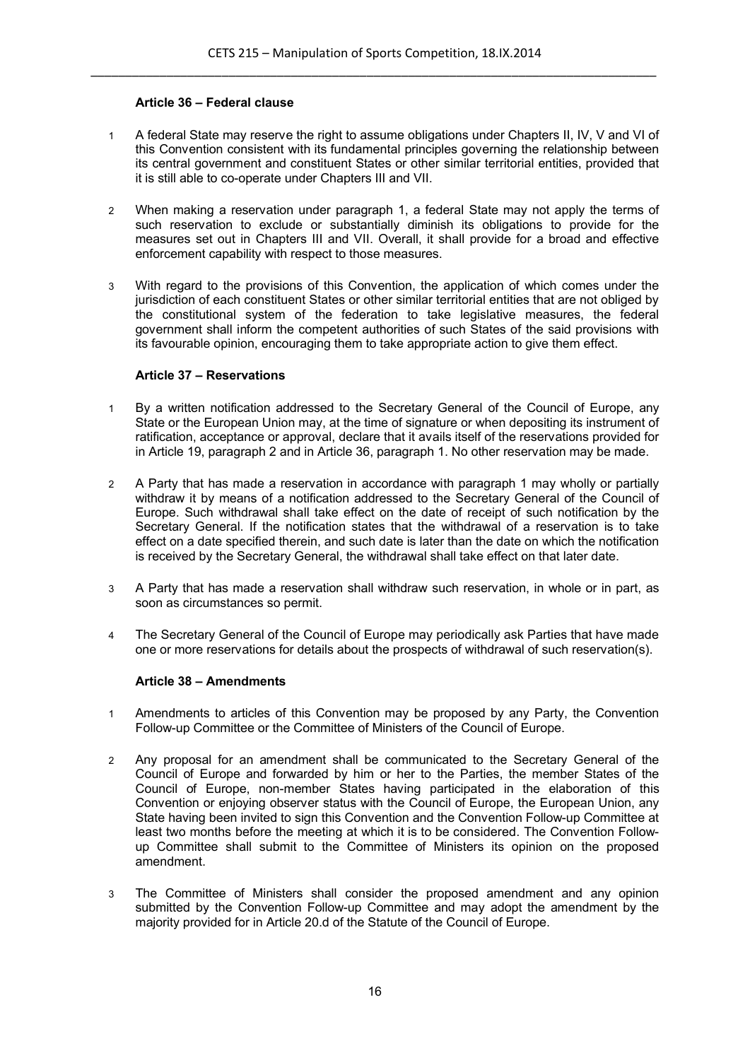### Article 36 – Federal clause

1 A federal State may reserve the right to assume obligations under Chapters II, IV, V and VI of this Convention consistent with its fundamental principles governing the relationship between its central government and constituent States or other similar territorial entities, provided that it is still able to co-operate under Chapters III and VII.

2 When making a reservation under paragraph 1, a federal State may not apply the terms of such reservation to exclude or substantially diminish its obligations to provide for the measures set out in Chapters III and VII. Overall, it shall provide for a broad and effective enforcement capability with respect to those measures.

3 With regard to the provisions of this Convention, the application of which comes under the jurisdiction of each constituent States or other similar territorial entities that are not obliged by the constitutional system of the federation to take legislative measures, the federal government shall inform the competent authorities of such States of the said provisions with its favourable opinion, encouraging them to take appropriate action to give them effect.

### Article 37 – Reservations

1 By a written notification addressed to the Secretary General of the Council of Europe, any State or the European Union may, at the time of signature or when depositing its instrument of ratification, acceptance or approval, declare that it avails itself of the reservations provided for in Article 19, paragraph 2 and in Article 36, paragraph 1. No other reservation may be made.

2 A Party that has made a reservation in accordance with paragraph 1 may wholly or partially withdraw it by means of a notification addressed to the Secretary General of the Council of Europe. Such withdrawal shall take effect on the date of receipt of such notification by the Secretary General. If the notification states that the withdrawal of a reservation is to take effect on a date specified therein, and such date is later than the date on which the notification is received by the Secretary General, the withdrawal shall take effect on that later date.

3 A Party that has made a reservation shall withdraw such reservation, in whole or in part, as soon as circumstances so permit.

4 The Secretary General of the Council of Europe may periodically ask Parties that have made one or more reservations for details about the prospects of withdrawal of such reservation(s).

### Article 38 – Amendments

1 Amendments to articles of this Convention may be proposed by any Party, the Convention Follow-up Committee or the Committee of Ministers of the Council of Europe.

2 Any proposal for an amendment shall be communicated to the Secretary General of the Council of Europe and forwarded by him or her to the Parties, the member States of the Council of Europe, non-member States having participated in the elaboration of this Convention or enjoying observer status with the Council of Europe, the European Union, any State having been invited to sign this Convention and the Convention Follow-up Committee at least two months before the meeting at which it is to be considered. The Convention Follow-up Committee shall submit to the Committee of Ministers its opinion on the proposed amendment.

3 The Committee of Ministers shall consider the proposed amendment and any opinion submitted by the Convention Follow-up Committee and may adopt the amendment by the majority provided for in Article 20.d of the Statute of the Council of Europe.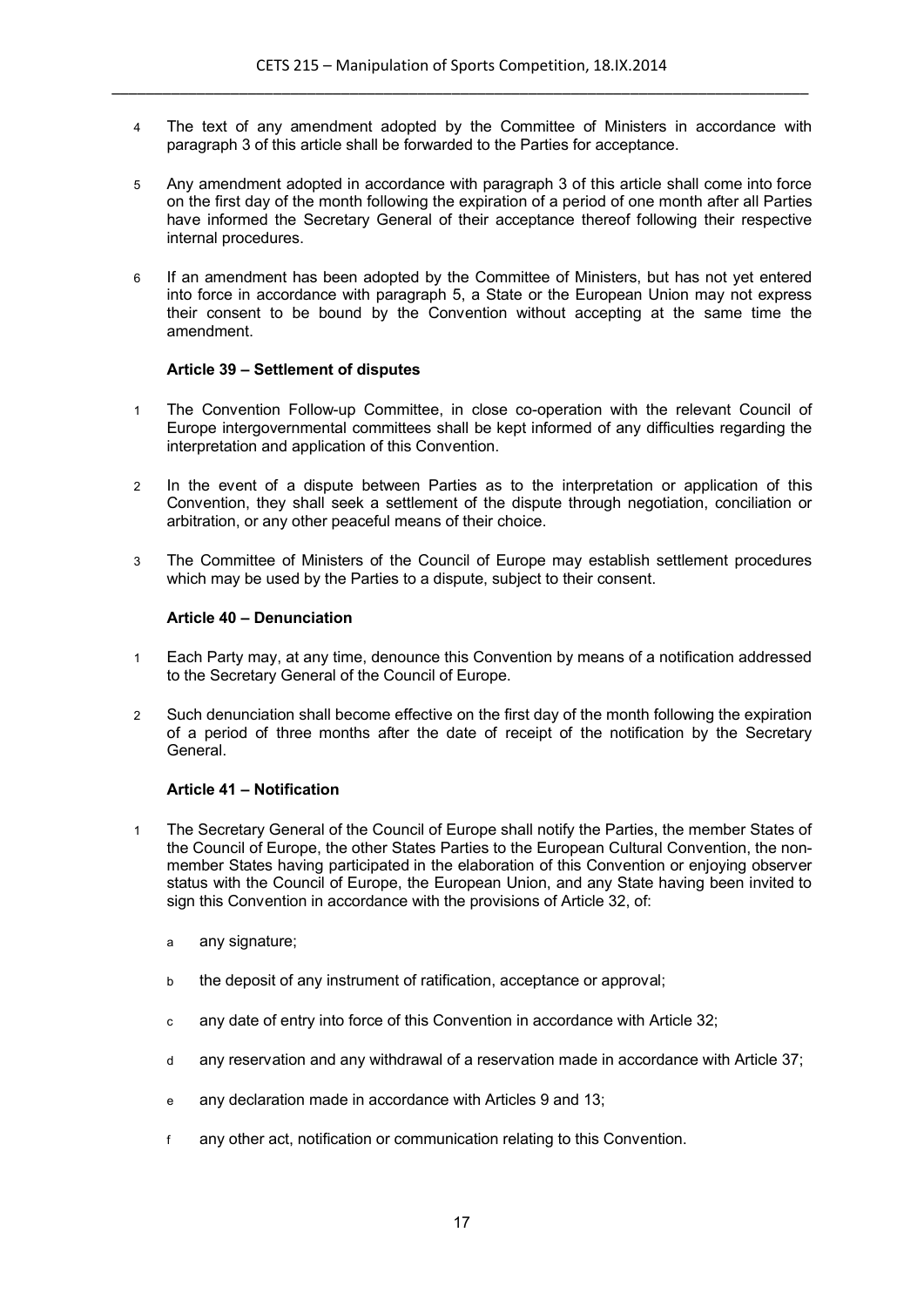4 The text of any amendment adopted by the Committee of Ministers in accordance with paragraph 3 of this article shall be forwarded to the Parties for acceptance.

5 Any amendment adopted in accordance with paragraph 3 of this article shall come into force on the first day of the month following the expiration of a period of one month after all Parties have informed the Secretary General of their acceptance thereof following their respective internal procedures.

6 If an amendment has been adopted by the Committee of Ministers, but has not yet entered into force in accordance with paragraph 5, a State or the European Union may not express their consent to be bound by the Convention without accepting at the same time the amendment.

**Article 39 – Settlement of disputes**

1 The Convention Follow-up Committee, in close co-operation with the relevant Council of Europe intergovernmental committees shall be kept informed of any difficulties regarding the interpretation and application of this Convention.

2 In the event of a dispute between Parties as to the interpretation or application of this Convention, they shall seek a settlement of the dispute through negotiation, conciliation or arbitration, or any other peaceful means of their choice.

3 The Committee of Ministers of the Council of Europe may establish settlement procedures which may be used by the Parties to a dispute, subject to their consent.

**Article 40 – Denunciation**

1 Each Party may, at any time, denounce this Convention by means of a notification addressed to the Secretary General of the Council of Europe.

2 Such denunciation shall become effective on the first day of the month following the expiration of a period of three months after the date of receipt of the notification by the Secretary General.

**Article 41 – Notification**

1 The Secretary General of the Council of Europe shall notify the Parties, the member States of the Council of Europe, the other States Parties to the European Cultural Convention, the non-member States having participated in the elaboration of this Convention or enjoying observer status with the Council of Europe, the European Union, and any State having been invited to sign this Convention in accordance with the provisions of Article 32, of:

a any signature;

b the deposit of any instrument of ratification, acceptance or approval;

c any date of entry into force of this Convention in accordance with Article 32;

d any reservation and any withdrawal of a reservation made in accordance with Article 37;

e any declaration made in accordance with Articles 9 and 13;

f any other act, notification or communication relating to this Convention.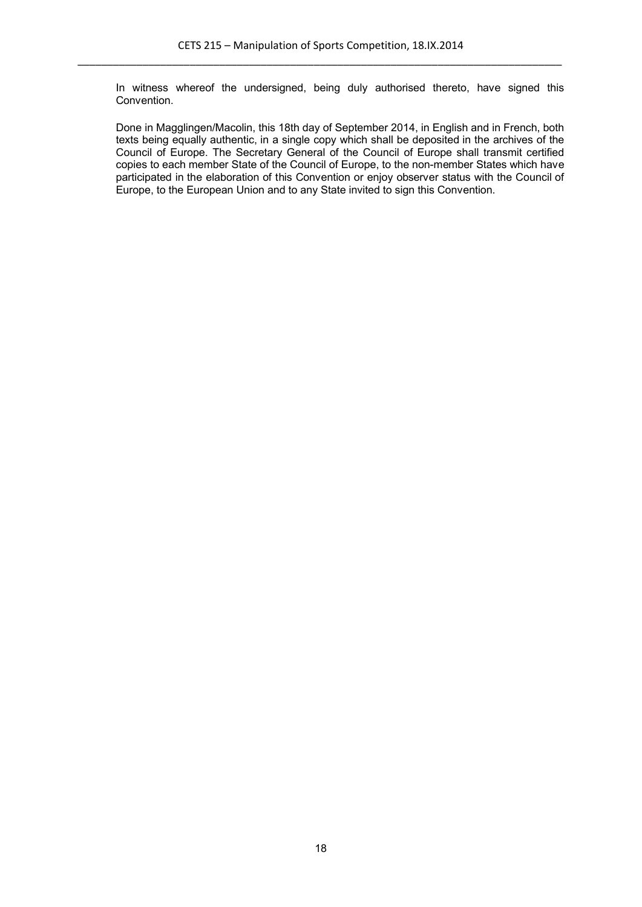In witness whereof the undersigned, being duly authorised thereto, have signed this Convention.

Done in Magglingen/Macolin, this 18th day of September 2014, in English and in French, both texts being equally authentic, in a single copy which shall be deposited in the archives of the Council of Europe. The Secretary General of the Council of Europe shall transmit certified copies to each member State of the Council of Europe, to the non-member States which have participated in the elaboration of this Convention or enjoy observer status with the Council of Europe, to the European Union and to any State invited to sign this Convention.